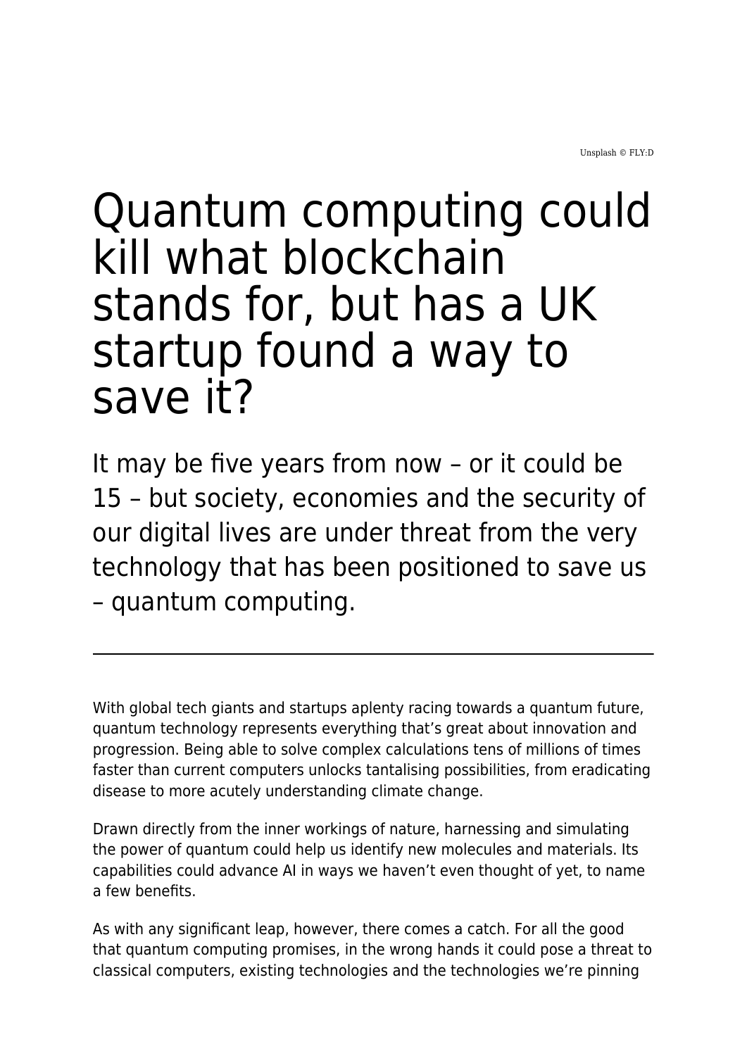Unsplash © FLY:D

# Quantum computing could kill what blockchain stands for, but has a UK startup found a way to save it?

It may be five years from now – or it could be 15 – but society, economies and the security of our digital lives are under threat from the very technology that has been positioned to save us – quantum computing.

---

With global tech giants and startups aplenty racing towards a quantum future, quantum technology represents everything that's great about innovation and progression. Being able to solve complex calculations tens of millions of times faster than current computers unlocks tantalising possibilities, from eradicating disease to more acutely understanding climate change.

Drawn directly from the inner workings of nature, harnessing and simulating the power of quantum could help us identify new molecules and materials. Its capabilities could advance AI in ways we haven't even thought of yet, to name a few benefits.

As with any significant leap, however, there comes a catch. For all the good that quantum computing promises, in the wrong hands it could pose a threat to classical computers, existing technologies and the technologies we're pinning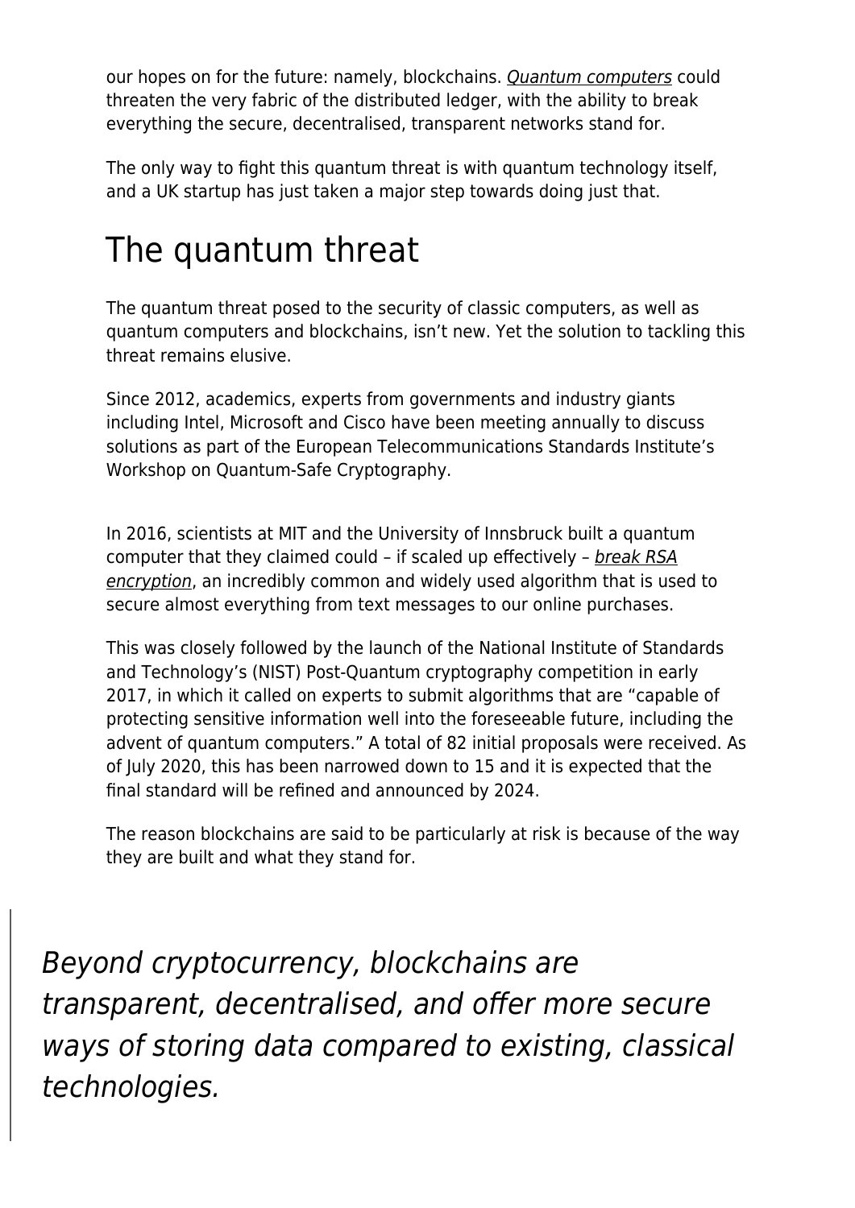our hopes on for the future: namely, blockchains. *Quantum computers* could threaten the very fabric of the distributed ledger, with the ability to break everything the secure, decentralised, transparent networks stand for.

The only way to fight this quantum threat is with quantum technology itself, and a UK startup has just taken a major step towards doing just that.

## The quantum threat

The quantum threat posed to the security of classic computers, as well as quantum computers and blockchains, isn't new. Yet the solution to tackling this threat remains elusive.

Since 2012, academics, experts from governments and industry giants including Intel, Microsoft and Cisco have been meeting annually to discuss solutions as part of the European Telecommunications Standards Institute's Workshop on Quantum-Safe Cryptography.

In 2016, scientists at MIT and the University of Innsbruck built a quantum computer that they claimed could – if scaled up effectively – *break RSA encryption*, an incredibly common and widely used algorithm that is used to secure almost everything from text messages to our online purchases.

This was closely followed by the launch of the National Institute of Standards and Technology's (NIST) Post-Quantum cryptography competition in early 2017, in which it called on experts to submit algorithms that are "capable of protecting sensitive information well into the foreseeable future, including the advent of quantum computers." A total of 82 initial proposals were received. As of July 2020, this has been narrowed down to 15 and it is expected that the final standard will be refined and announced by 2024.

The reason blockchains are said to be particularly at risk is because of the way they are built and what they stand for.

> *Beyond cryptocurrency, blockchains are transparent, decentralised, and offer more secure ways of storing data compared to existing, classical technologies.*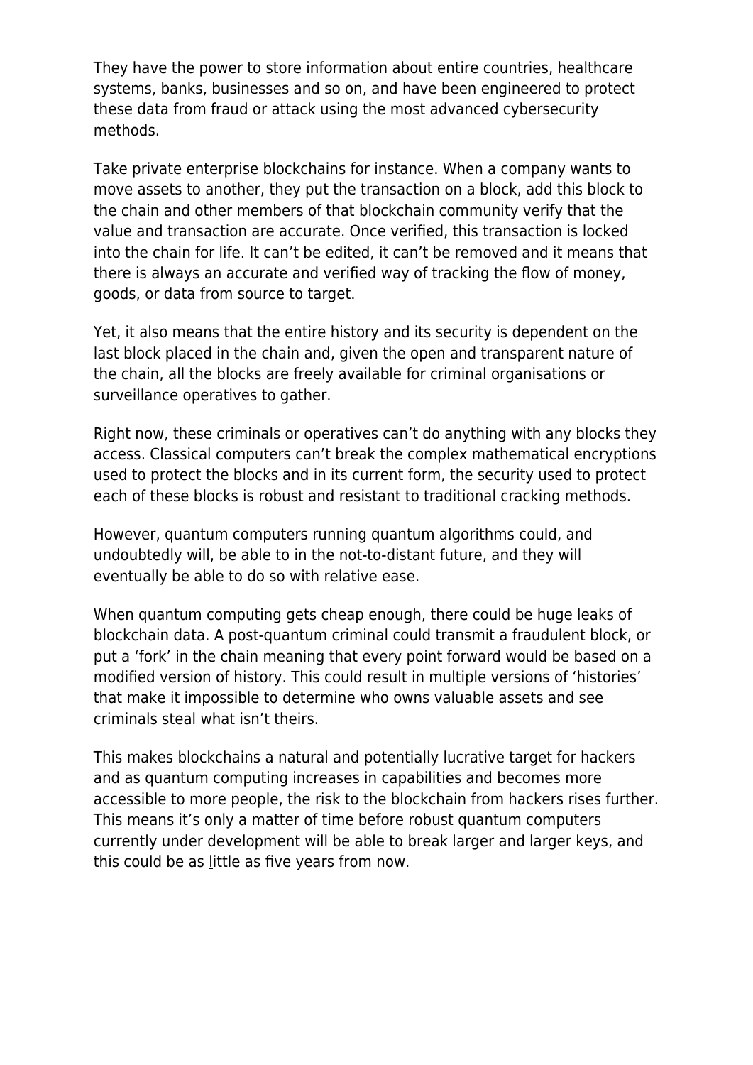They have the power to store information about entire countries, healthcare systems, banks, businesses and so on, and have been engineered to protect these data from fraud or attack using the most advanced cybersecurity methods.

Take private enterprise blockchains for instance. When a company wants to move assets to another, they put the transaction on a block, add this block to the chain and other members of that blockchain community verify that the value and transaction are accurate. Once verified, this transaction is locked into the chain for life. It can't be edited, it can't be removed and it means that there is always an accurate and verified way of tracking the flow of money, goods, or data from source to target.

Yet, it also means that the entire history and its security is dependent on the last block placed in the chain and, given the open and transparent nature of the chain, all the blocks are freely available for criminal organisations or surveillance operatives to gather.

Right now, these criminals or operatives can't do anything with any blocks they access. Classical computers can't break the complex mathematical encryptions used to protect the blocks and in its current form, the security used to protect each of these blocks is robust and resistant to traditional cracking methods.

However, quantum computers running quantum algorithms could, and undoubtedly will, be able to in the not-to-distant future, and they will eventually be able to do so with relative ease.

When quantum computing gets cheap enough, there could be huge leaks of blockchain data. A post-quantum criminal could transmit a fraudulent block, or put a 'fork' in the chain meaning that every point forward would be based on a modified version of history. This could result in multiple versions of 'histories' that make it impossible to determine who owns valuable assets and see criminals steal what isn't theirs.

This makes blockchains a natural and potentially lucrative target for hackers and as quantum computing increases in capabilities and becomes more accessible to more people, the risk to the blockchain from hackers rises further. This means it's only a matter of time before robust quantum computers currently under development will be able to break larger and larger keys, and this could be as little as five years from now.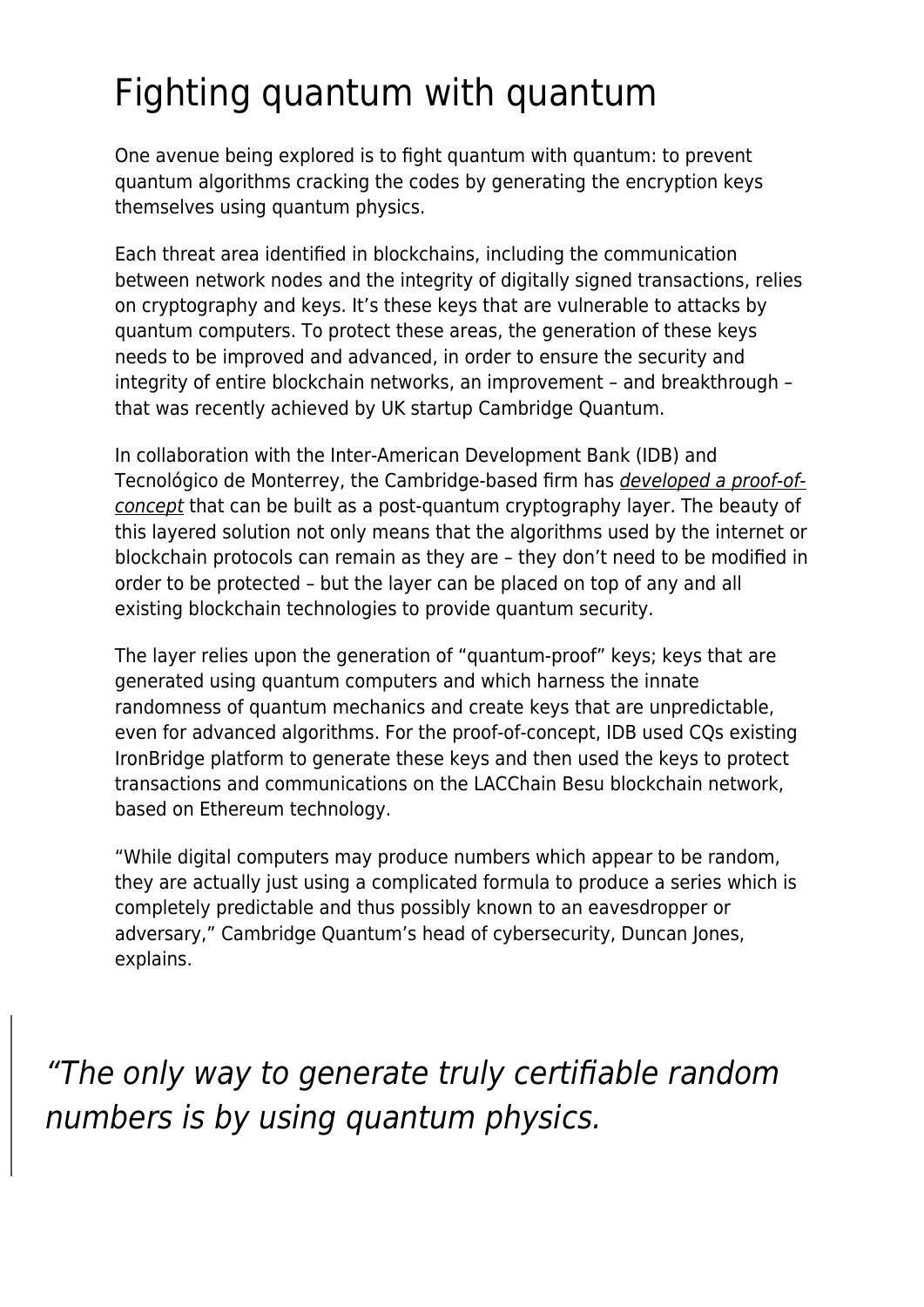# Fighting quantum with quantum

One avenue being explored is to fight quantum with quantum: to prevent quantum algorithms cracking the codes by generating the encryption keys themselves using quantum physics.

Each threat area identified in blockchains, including the communication between network nodes and the integrity of digitally signed transactions, relies on cryptography and keys. It's these keys that are vulnerable to attacks by quantum computers. To protect these areas, the generation of these keys needs to be improved and advanced, in order to ensure the security and integrity of entire blockchain networks, an improvement – and breakthrough – that was recently achieved by UK startup Cambridge Quantum.

In collaboration with the Inter-American Development Bank (IDB) and Tecnológico de Monterrey, the Cambridge-based firm has *developed a proof-of-concept* that can be built as a post-quantum cryptography layer. The beauty of this layered solution not only means that the algorithms used by the internet or blockchain protocols can remain as they are – they don't need to be modified in order to be protected – but the layer can be placed on top of any and all existing blockchain technologies to provide quantum security.

The layer relies upon the generation of "quantum-proof" keys; keys that are generated using quantum computers and which harness the innate randomness of quantum mechanics and create keys that are unpredictable, even for advanced algorithms. For the proof-of-concept, IDB used CQs existing IronBridge platform to generate these keys and then used the keys to protect transactions and communications on the LACChain Besu blockchain network, based on Ethereum technology.

"While digital computers may produce numbers which appear to be random, they are actually just using a complicated formula to produce a series which is completely predictable and thus possibly known to an eavesdropper or adversary," Cambridge Quantum's head of cybersecurity, Duncan Jones, explains.

> *"The only way to generate truly certifiable random numbers is by using quantum physics.*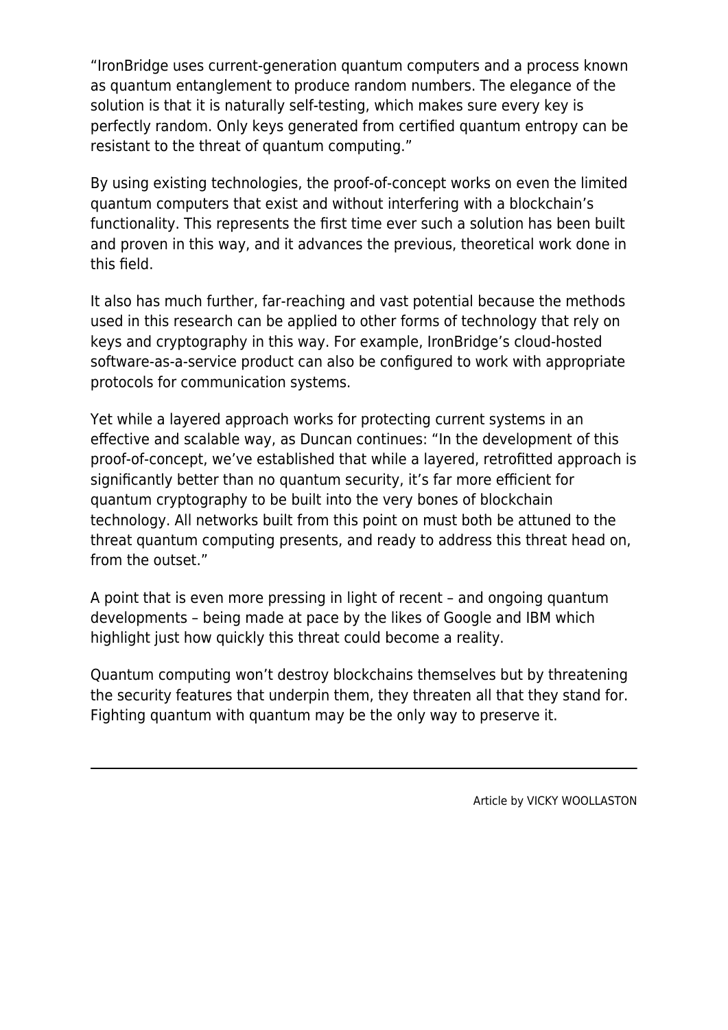“IronBridge uses current-generation quantum computers and a process known as quantum entanglement to produce random numbers. The elegance of the solution is that it is naturally self-testing, which makes sure every key is perfectly random. Only keys generated from certified quantum entropy can be resistant to the threat of quantum computing.”

By using existing technologies, the proof-of-concept works on even the limited quantum computers that exist and without interfering with a blockchain’s functionality. This represents the first time ever such a solution has been built and proven in this way, and it advances the previous, theoretical work done in this field.

It also has much further, far-reaching and vast potential because the methods used in this research can be applied to other forms of technology that rely on keys and cryptography in this way. For example, IronBridge’s cloud-hosted software-as-a-service product can also be configured to work with appropriate protocols for communication systems.

Yet while a layered approach works for protecting current systems in an effective and scalable way, as Duncan continues: “In the development of this proof-of-concept, we’ve established that while a layered, retrofitted approach is significantly better than no quantum security, it’s far more efficient for quantum cryptography to be built into the very bones of blockchain technology. All networks built from this point on must both be attuned to the threat quantum computing presents, and ready to address this threat head on, from the outset.”

A point that is even more pressing in light of recent – and ongoing quantum developments – being made at pace by the likes of Google and IBM which highlight just how quickly this threat could become a reality.

Quantum computing won’t destroy blockchains themselves but by threatening the security features that underpin them, they threaten all that they stand for. Fighting quantum with quantum may be the only way to preserve it.

---

Article by VICKY WOOLLASTON